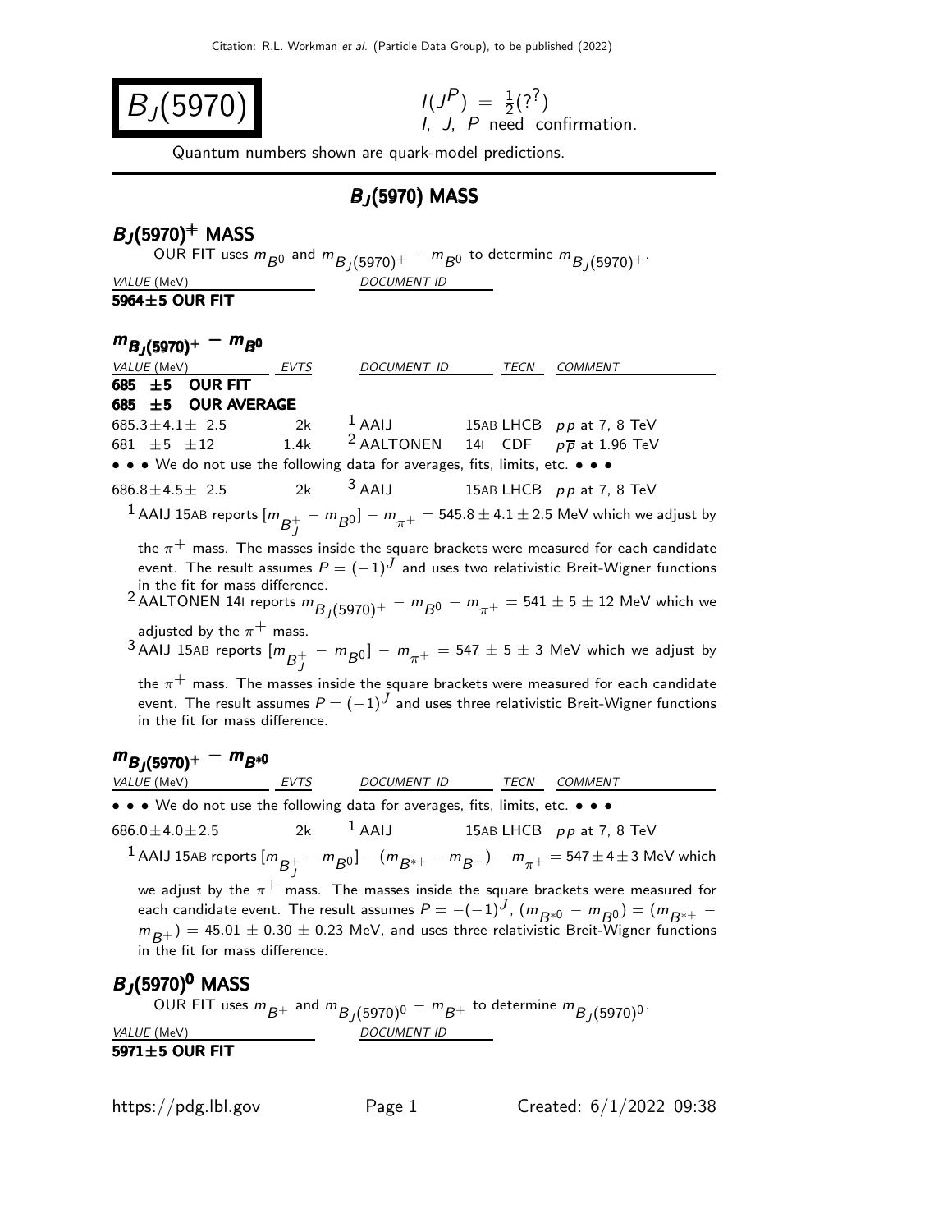# $B_J(5970)$

$I(J^P) = \frac{1}{2}(?^?)$
I, J, P need confirmation.

Quantum numbers shown are quark-model predictions.

## $B_J(5970)$ MASS

### $B_J(5970)^+$ MASS

OUR FIT uses $m_{B^0}$ and $m_{B_J(5970)^+} - m_{B^0}$ to determine $m_{B_J(5970)^+}$.

| VALUE (MeV) | DOCUMENT ID |
|---|---|
| **5964±5 OUR FIT** | |

### $m_{B_J(5970)^+} - m_{B^0}$

| VALUE (MeV) | EVTS | DOCUMENT ID | | TECN | COMMENT |
|---|---|---|---|---|---|
| **685 ±5 OUR FIT** | | | | | |
| **685 ±5 OUR AVERAGE** | | | | | |
| $685.3 \pm 4.1 \pm 2.5$ | 2k | [1] AAIJ | 15AB | LHCB | $pp$ at 7, 8 TeV |
| $681 \pm 5 \pm 12$ | 1.4k | [2] AALTONEN | 14I | CDF | $p\overline{p}$ at 1.96 TeV |
| • • • We do not use the following data for averages, fits, limits, etc. • • • | | | | | |
| $686.8 \pm 4.5 \pm 2.5$ | 2k | [3] AAIJ | 15AB | LHCB | $pp$ at 7, 8 TeV |

[1] AAIJ 15AB reports $[m_{B_J^+} - m_{B^0}] - m_{\pi^+} = 545.8 \pm 4.1 \pm 2.5$ MeV which we adjust by the $\pi^+$ mass. The masses inside the square brackets were measured for each candidate event. The result assumes $P = (-1)^J$ and uses two relativistic Breit-Wigner functions in the fit for mass difference.

[2] AALTONEN 14I reports $m_{B_J(5970)^+} - m_{B^0} - m_{\pi^+} = 541 \pm 5 \pm 12$ MeV which we adjusted by the $\pi^+$ mass.

[3] AAIJ 15AB reports $[m_{B_J^+} - m_{B^0}] - m_{\pi^+} = 547 \pm 5 \pm 3$ MeV which we adjust by the $\pi^+$ mass. The masses inside the square brackets were measured for each candidate event. The result assumes $P = (-1)^J$ and uses three relativistic Breit-Wigner functions in the fit for mass difference.

### $m_{B_J(5970)^+} - m_{B^{*0}}$

| VALUE (MeV) | EVTS | DOCUMENT ID | | TECN | COMMENT |
|---|---|---|---|---|---|
| • • • We do not use the following data for averages, fits, limits, etc. • • • | | | | | |
| $686.0 \pm 4.0 \pm 2.5$ | 2k | [1] AAIJ | 15AB | LHCB | $pp$ at 7, 8 TeV |

[1] AAIJ 15AB reports $[m_{B_J^+} - m_{B^0}] - (m_{B^{*+}} - m_{B^+}) - m_{\pi^+} = 547 \pm 4 \pm 3$ MeV which we adjust by the $\pi^+$ mass. The masses inside the square brackets were measured for each candidate event. The result assumes $P = -(-1)^J$, $(m_{B^{*0}} - m_{B^0}) = (m_{B^{*+}} - m_{B^+}) = 45.01 \pm 0.30 \pm 0.23$ MeV, and uses three relativistic Breit-Wigner functions in the fit for mass difference.

### $B_J(5970)^0$ MASS

OUR FIT uses $m_{B^+}$ and $m_{B_J(5970)^0} - m_{B^+}$ to determine $m_{B_J(5970)^0}$.

| VALUE (MeV) | DOCUMENT ID |
|---|---|
| **5971±5 OUR FIT** | |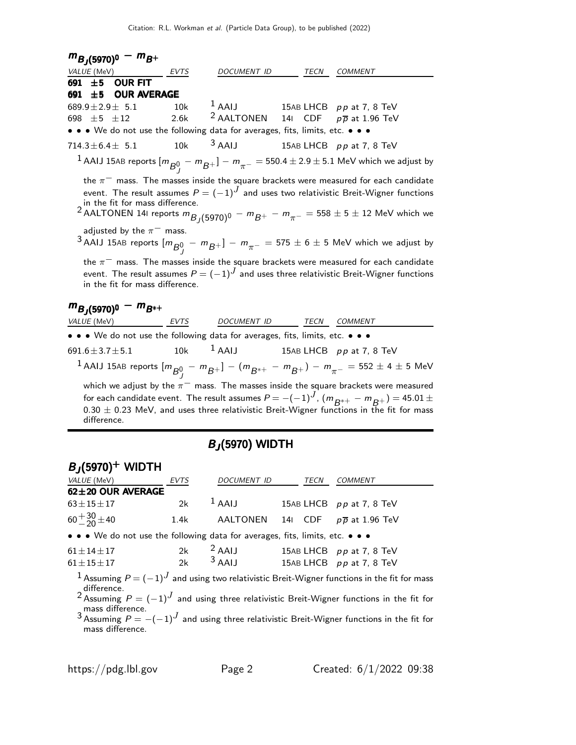### $m_{B_J(5970)^0} - m_{B^+}$

| VALUE (MeV) | EVTS | DOCUMENT ID | | TECN | COMMENT |
|---|---|---|---|---|---|
| **691 ±5 OUR FIT** | | | | | |
| **691 ±5 OUR AVERAGE** | | | | | |
| 689.9±2.9± 5.1 | 10k | [1] AAIJ | 15AB | LHCB | $pp$ at 7, 8 TeV |
| 698 ±5 ±12 | 2.6k | [2] AALTONEN | 14I | CDF | $p\overline{p}$ at 1.96 TeV |
| • • • We do not use the following data for averages, fits, limits, etc. • • • | | | | | |
| 714.3±6.4± 5.1 | 10k | [3] AAIJ | 15AB | LHCB | $pp$ at 7, 8 TeV |

[1] AAIJ 15AB reports $[m_{B^0_J} - m_{B^+}] - m_{\pi^-} = 550.4 \pm 2.9 \pm 5.1$ MeV which we adjust by the $\pi^-$ mass. The masses inside the square brackets were measured for each candidate event. The result assumes $P = (-1)^J$ and uses two relativistic Breit-Wigner functions in the fit for mass difference.

[2] AALTONEN 14I reports $m_{B_J(5970)^0} - m_{B^+} - m_{\pi^-} = 558 \pm 5 \pm 12$ MeV which we adjusted by the $\pi^-$ mass.

[3] AAIJ 15AB reports $[m_{B^0_J} - m_{B^+}] - m_{\pi^-} = 575 \pm 6 \pm 5$ MeV which we adjust by the $\pi^-$ mass. The masses inside the square brackets were measured for each candidate event. The result assumes $P = (-1)^J$ and uses three relativistic Breit-Wigner functions in the fit for mass difference.

### $m_{B_J(5970)^0} - m_{B^{*+}}$

| VALUE (MeV) | EVTS | DOCUMENT ID | | TECN | COMMENT |
|---|---|---|---|---|---|
| • • • We do not use the following data for averages, fits, limits, etc. • • • | | | | | |
| 691.6±3.7±5.1 | 10k | [1] AAIJ | 15AB | LHCB | $pp$ at 7, 8 TeV |

[1] AAIJ 15AB reports $[m_{B^0_J} - m_{B^+}] - (m_{B^{*+}} - m_{B^+}) - m_{\pi^-} = 552 \pm 4 \pm 5$ MeV which we adjust by the $\pi^-$ mass. The masses inside the square brackets were measured for each candidate event. The result assumes $P = -(-1)^J$, $(m_{B^{*+}} - m_{B^+}) = 45.01 \pm 0.30 \pm 0.23$ MeV, and uses three relativistic Breit-Wigner functions in the fit for mass difference.

## $B_J(5970)$ WIDTH

### $B_J(5970)^+$ WIDTH

| VALUE (MeV) | EVTS | DOCUMENT ID | | TECN | COMMENT |
|---|---|---|---|---|---|
| **62±20 OUR AVERAGE** | | | | | |
| 63±15±17 | 2k | [1] AAIJ | 15AB | LHCB | $pp$ at 7, 8 TeV |
| $60^{+30}_{-20}$±40 | 1.4k | AALTONEN | 14I | CDF | $p\overline{p}$ at 1.96 TeV |
| • • • We do not use the following data for averages, fits, limits, etc. • • • | | | | | |
| 61±14±17 | 2k | [2] AAIJ | 15AB | LHCB | $pp$ at 7, 8 TeV |
| 61±15±17 | 2k | [3] AAIJ | 15AB | LHCB | $pp$ at 7, 8 TeV |

[1] Assuming $P = (-1)^J$ and using two relativistic Breit-Wigner functions in the fit for mass difference.

[2] Assuming $P = (-1)^J$ and using three relativistic Breit-Wigner functions in the fit for mass difference.

[3] Assuming $P = -(-1)^J$ and using three relativistic Breit-Wigner functions in the fit for mass difference.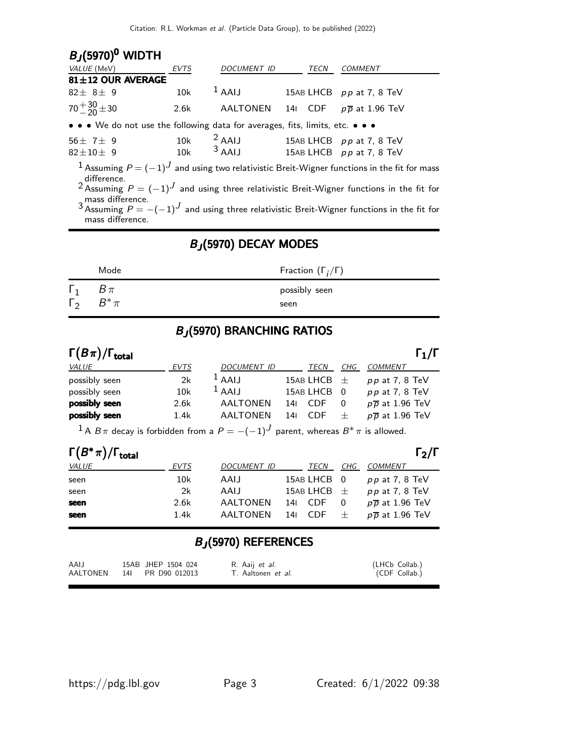### $B_J(5970)^0$ WIDTH

| VALUE (MeV) | EVTS | DOCUMENT ID | | TECN | COMMENT |
|---|---|---|---|---|---|
| **81±12 OUR AVERAGE** | | | | | |
| $82\pm 8\pm 9$ | 10k | [1] AAIJ | 15AB | LHCB | $pp$ at 7, 8 TeV |
| $70^{+30}_{-20}\pm 30$ | 2.6k | AALTONEN | 14I | CDF | $p\overline{p}$ at 1.96 TeV |
| • • • We do not use the following data for averages, fits, limits, etc. • • • | | | | | |
| $56\pm 7\pm 9$ | 10k | [2] AAIJ | 15AB | LHCB | $pp$ at 7, 8 TeV |
| $82\pm 10\pm 9$ | 10k | [3] AAIJ | 15AB | LHCB | $pp$ at 7, 8 TeV |

[1] Assuming $P = (-1)^J$ and using two relativistic Breit-Wigner functions in the fit for mass difference.

[2] Assuming $P = (-1)^J$ and using three relativistic Breit-Wigner functions in the fit for mass difference.

[3] Assuming $P = -(-1)^J$ and using three relativistic Breit-Wigner functions in the fit for mass difference.

## $B_J(5970)$ DECAY MODES

| | Mode | Fraction ($\Gamma_i/\Gamma$) |
|---|---|---|
| $\Gamma_1$ | $B\pi$ | possibly seen |
| $\Gamma_2$ | $B^*\pi$ | seen |

## $B_J(5970)$ BRANCHING RATIOS

### $\Gamma(B\pi)/\Gamma_{total}$ — $\Gamma_1/\Gamma$

| VALUE | EVTS | DOCUMENT ID | | TECN | CHG | COMMENT |
|---|---|---|---|---|---|---|
| possibly seen | 2k | [1] AAIJ | 15AB | LHCB | $\pm$ | $pp$ at 7, 8 TeV |
| possibly seen | 10k | [1] AAIJ | 15AB | LHCB | 0 | $pp$ at 7, 8 TeV |
| **possibly seen** | 2.6k | AALTONEN | 14I | CDF | 0 | $p\overline{p}$ at 1.96 TeV |
| **possibly seen** | 1.4k | AALTONEN | 14I | CDF | $\pm$ | $p\overline{p}$ at 1.96 TeV |

[1] A $B\pi$ decay is forbidden from a $P = -(-1)^J$ parent, whereas $B^*\pi$ is allowed.

### $\Gamma(B^*\pi)/\Gamma_{total}$ — $\Gamma_2/\Gamma$

| VALUE | EVTS | DOCUMENT ID | | TECN | CHG | COMMENT |
|---|---|---|---|---|---|---|
| seen | 10k | AAIJ | 15AB | LHCB | 0 | $pp$ at 7, 8 TeV |
| seen | 2k | AAIJ | 15AB | LHCB | $\pm$ | $pp$ at 7, 8 TeV |
| **seen** | 2.6k | AALTONEN | 14I | CDF | 0 | $p\overline{p}$ at 1.96 TeV |
| **seen** | 1.4k | AALTONEN | 14I | CDF | $\pm$ | $p\overline{p}$ at 1.96 TeV |

## $B_J(5970)$ REFERENCES

| | | | | |
|---|---|---|---|---|
| AAIJ | 15AB | JHEP 1504 024 | R. Aaij *et al.* | (LHCb Collab.) |
| AALTONEN | 14I | PR D90 012013 | T. Aaltonen *et al.* | (CDF Collab.) |